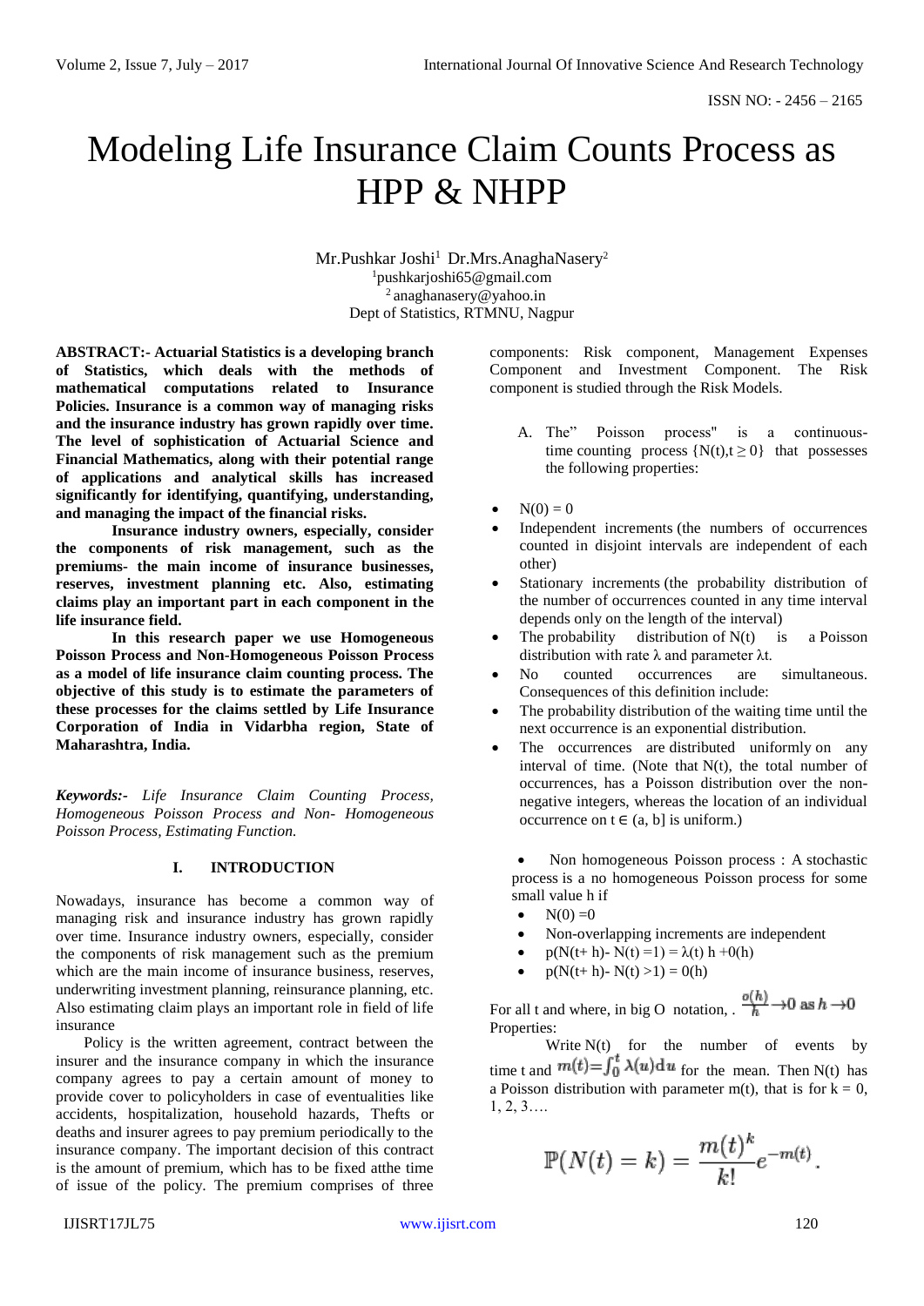# Modeling Life Insurance Claim Counts Process as HPP & NHPP

Mr.Pushkar Joshi[1] Dr.Mrs.AnaghaNasery[2]

[1]pushkarjoshi65@gmail.com

[2] anaghanasery@yahoo.in

Dept of Statistics, RTMNU, Nagpur

**ABSTRACT:- Actuarial Statistics is a developing branch of Statistics, which deals with the methods of mathematical computations related to Insurance Policies. Insurance is a common way of managing risks and the insurance industry has grown rapidly over time. The level of sophistication of Actuarial Science and Financial Mathematics, along with their potential range of applications and analytical skills has increased significantly for identifying, quantifying, understanding, and managing the impact of the financial risks.**

**Insurance industry owners, especially, consider the components of risk management, such as the premiums- the main income of insurance businesses, reserves, investment planning etc. Also, estimating claims play an important part in each component in the life insurance field.**

**In this research paper we use Homogeneous Poisson Process and Non-Homogeneous Poisson Process as a model of life insurance claim counting process. The objective of this study is to estimate the parameters of these processes for the claims settled by Life Insurance Corporation of India in Vidarbha region, State of Maharashtra, India.**

***Keywords:-*** *Life Insurance Claim Counting Process, Homogeneous Poisson Process and Non- Homogeneous Poisson Process, Estimating Function.*

## I. INTRODUCTION

Nowadays, insurance has become a common way of managing risk and insurance industry has grown rapidly over time. Insurance industry owners, especially, consider the components of risk management such as the premium which are the main income of insurance business, reserves, underwriting investment planning, reinsurance planning, etc. Also estimating claim plays an important role in field of life insurance

Policy is the written agreement, contract between the insurer and the insurance company in which the insurance company agrees to pay a certain amount of money to provide cover to policyholders in case of eventualities like accidents, hospitalization, household hazards, Thefts or deaths and insurer agrees to pay premium periodically to the insurance company. The important decision of this contract is the amount of premium, which has to be fixed atthe time of issue of the policy. The premium comprises of three components: Risk component, Management Expenses Component and Investment Component. The Risk component is studied through the Risk Models.

A. The" Poisson process" is a continuous-time counting process $\{N(t), t \geq 0\}$ that possesses the following properties:

- $N(0) = 0$
- Independent increments (the numbers of occurrences counted in disjoint intervals are independent of each other)
- Stationary increments (the probability distribution of the number of occurrences counted in any time interval depends only on the length of the interval)
- The probability distribution of N(t) is a Poisson distribution with rate $\lambda$ and parameter $\lambda t$.
- No counted occurrences are simultaneous. Consequences of this definition include:
- The probability distribution of the waiting time until the next occurrence is an exponential distribution.
- The occurrences are distributed uniformly on any interval of time. (Note that N(t), the total number of occurrences, has a Poisson distribution over the non-negative integers, whereas the location of an individual occurrence on $t \in (a, b]$ is uniform.)

- Non homogeneous Poisson process : A stochastic process is a no homogeneous Poisson process for some small value h if
  - $N(0) = 0$
  - Non-overlapping increments are independent
  - $p(N(t+h) - N(t) = 1) = \lambda(t)\, h + 0(h)$
  - $p(N(t+h) - N(t) > 1) = 0(h)$

For all t and where, in big O notation, . $\frac{o(h)}{h} \to 0 \text{ as } h \to 0$
Properties:

Write N(t) for the number of events by time t and $m(t) = \int_0^t \lambda(u)\,du$ for the mean. Then N(t) has a Poisson distribution with parameter m(t), that is for k = 0, 1, 2, 3….

$$\mathbb{P}(N(t) = k) = \frac{m(t)^k}{k!} e^{-m(t)}.$$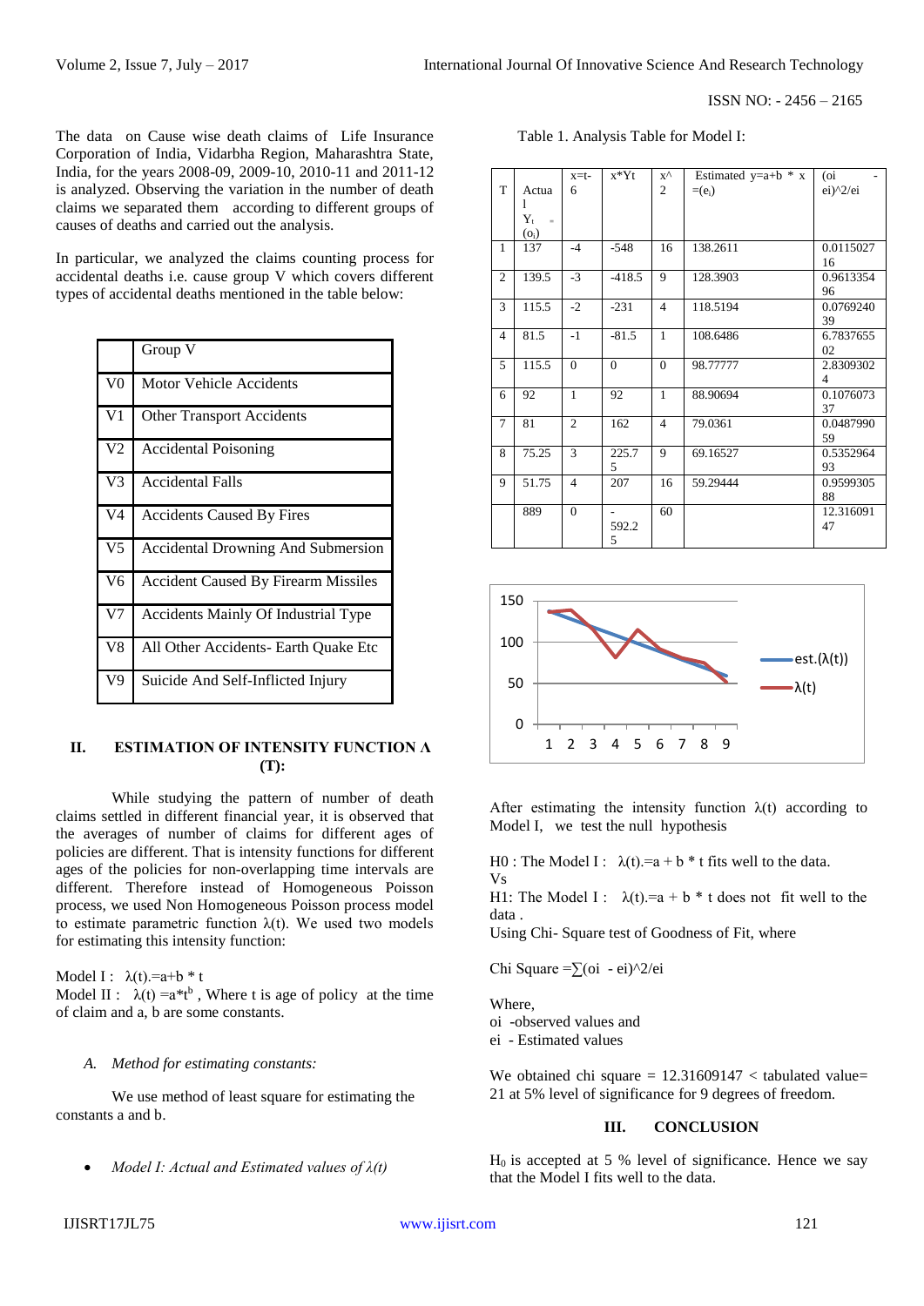The data on Cause wise death claims of Life Insurance Corporation of India, Vidarbha Region, Maharashtra State, India, for the years 2008-09, 2009-10, 2010-11 and 2011-12 is analyzed. Observing the variation in the number of death claims we separated them according to different groups of causes of deaths and carried out the analysis.

In particular, we analyzed the claims counting process for accidental deaths i.e. cause group V which covers different types of accidental deaths mentioned in the table below:

| | Group V |
|---|---|
| V0 | Motor Vehicle Accidents |
| V1 | Other Transport Accidents |
| V2 | Accidental Poisoning |
| V3 | Accidental Falls |
| V4 | Accidents Caused By Fires |
| V5 | Accidental Drowning And Submersion |
| V6 | Accident Caused By Firearm Missiles |
| V7 | Accidents Mainly Of Industrial Type |
| V8 | All Other Accidents- Earth Quake Etc |
| V9 | Suicide And Self-Inflicted Injury |

## II. ESTIMATION OF INTENSITY FUNCTION Λ (T):

While studying the pattern of number of death claims settled in different financial year, it is observed that the averages of number of claims for different ages of policies are different. That is intensity functions for different ages of the policies for non-overlapping time intervals are different. Therefore instead of Homogeneous Poisson process, we used Non Homogeneous Poisson process model to estimate parametric function λ(t). We used two models for estimating this intensity function:

Model I : $\lambda(t).=a+b * t$
Model II : $\lambda(t) =a*t^b$ , Where t is age of policy at the time of claim and a, b are some constants.

### *A. Method for estimating constants:*

We use method of least square for estimating the constants a and b.

- *Model I: Actual and Estimated values of λ(t)*

Table 1. Analysis Table for Model I:

| T | Actual $Y_t$ = ($o_i$) | x=t-6 | x*Yt | x^2 | Estimated y=a+b * x =($e_i$) | (oi - ei)^2/ei |
|---|---|---|---|---|---|---|
| 1 | 137 | -4 | -548 | 16 | 138.2611 | 0.011502716 |
| 2 | 139.5 | -3 | -418.5 | 9 | 128.3903 | 0.961335496 |
| 3 | 115.5 | -2 | -231 | 4 | 118.5194 | 0.076924039 |
| 4 | 81.5 | -1 | -81.5 | 1 | 108.6486 | 6.783765502 |
| 5 | 115.5 | 0 | 0 | 0 | 98.77777 | 2.83093024 |
| 6 | 92 | 1 | 92 | 1 | 88.90694 | 0.107607337 |
| 7 | 81 | 2 | 162 | 4 | 79.0361 | 0.048799059 |
| 8 | 75.25 | 3 | 225.75 | 9 | 69.16527 | 0.535296493 |
| 9 | 51.75 | 4 | 207 | 16 | 59.29444 | 0.959930588 |
| | 889 | 0 | -592.25 | 60 | | 12.31609147 |

After estimating the intensity function λ(t) according to Model I, we test the null hypothesis

H0 : The Model I : $\lambda(t).=a + b * t$ fits well to the data.
Vs
H1: The Model I : $\lambda(t).=a + b * t$ does not fit well to the data .
Using Chi- Square test of Goodness of Fit, where

Chi Square $=\sum(oi - ei)^2/ei$

Where,
oi -observed values and
ei - Estimated values

We obtained chi square = 12.31609147 < tabulated value= 21 at 5% level of significance for 9 degrees of freedom.

## III. CONCLUSION

$H_0$ is accepted at 5 % level of significance. Hence we say that the Model I fits well to the data.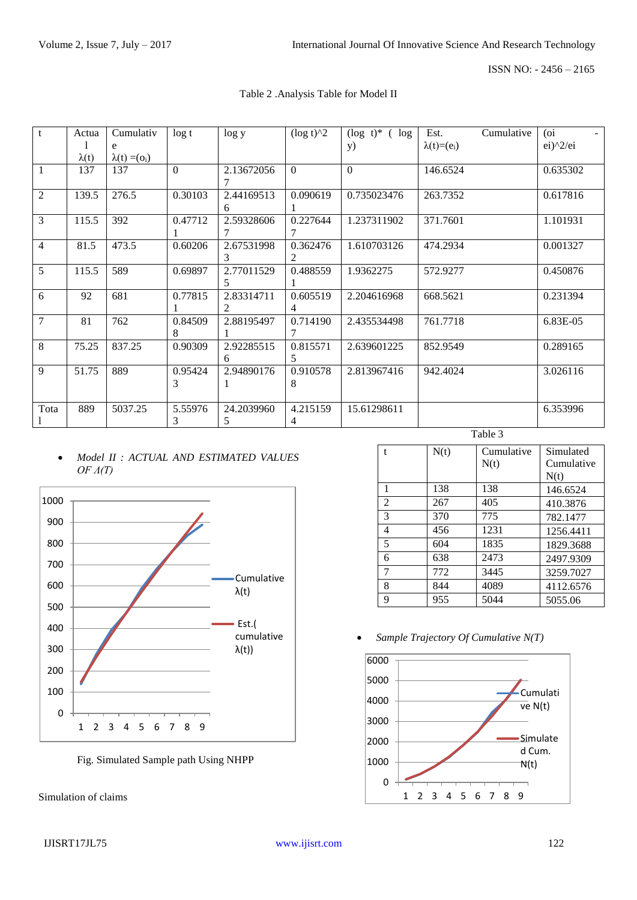Table 2 .Analysis Table for Model II

| t | Actual $\lambda(t)$ | Cumulative $\lambda(t) = (o_i)$ | log t | log y | (log t)^2 | (log t)* ( log y) | Est. Cumulative $\lambda(t) = (e_i)$ | (oi - ei)^2/ei |
|---|---|---|---|---|---|---|---|---|
| 1 | 137 | 137 | 0 | 2.136720567 | 0 | 0 | 146.6524 | 0.635302 |
| 2 | 139.5 | 276.5 | 0.30103 | 2.441695136 | 0.0906191 | 0.735023476 | 263.7352 | 0.617816 |
| 3 | 115.5 | 392 | 0.477121 | 2.593286067 | 0.2276447 | 1.237311902 | 371.7601 | 1.101931 |
| 4 | 81.5 | 473.5 | 0.60206 | 2.675319983 | 0.3624762 | 1.610703126 | 474.2934 | 0.001327 |
| 5 | 115.5 | 589 | 0.69897 | 2.770115295 | 0.4885591 | 1.9362275 | 572.9277 | 0.450876 |
| 6 | 92 | 681 | 0.778151 | 2.833147112 | 0.6055194 | 2.204616968 | 668.5621 | 0.231394 |
| 7 | 81 | 762 | 0.845098 | 2.881954971 | 0.7141907 | 2.435534498 | 761.7718 | 6.83E-05 |
| 8 | 75.25 | 837.25 | 0.90309 | 2.922855156 | 0.8155715 | 2.639601225 | 852.9549 | 0.289165 |
| 9 | 51.75 | 889 | 0.954243 | 2.948901761 | 0.9105788 | 2.813967416 | 942.4024 | 3.026116 |
| Total | 889 | 5037.25 | 5.559763 | 24.20399605 | 4.2151594 | 15.61298611 | | 6.353996 |

- *Model II : ACTUAL AND ESTIMATED VALUES OF Λ(T)*

Fig. Simulated Sample path Using NHPP

Table 3

| t | N(t) | Cumulative N(t) | Simulated Cumulative N(t) |
|---|---|---|---|
| 1 | 138 | 138 | 146.6524 |
| 2 | 267 | 405 | 410.3876 |
| 3 | 370 | 775 | 782.1477 |
| 4 | 456 | 1231 | 1256.4411 |
| 5 | 604 | 1835 | 1829.3688 |
| 6 | 638 | 2473 | 2497.9309 |
| 7 | 772 | 3445 | 3259.7027 |
| 8 | 844 | 4089 | 4112.6576 |
| 9 | 955 | 5044 | 5055.06 |

- *Sample Trajectory Of Cumulative N(T)*

Simulation of claims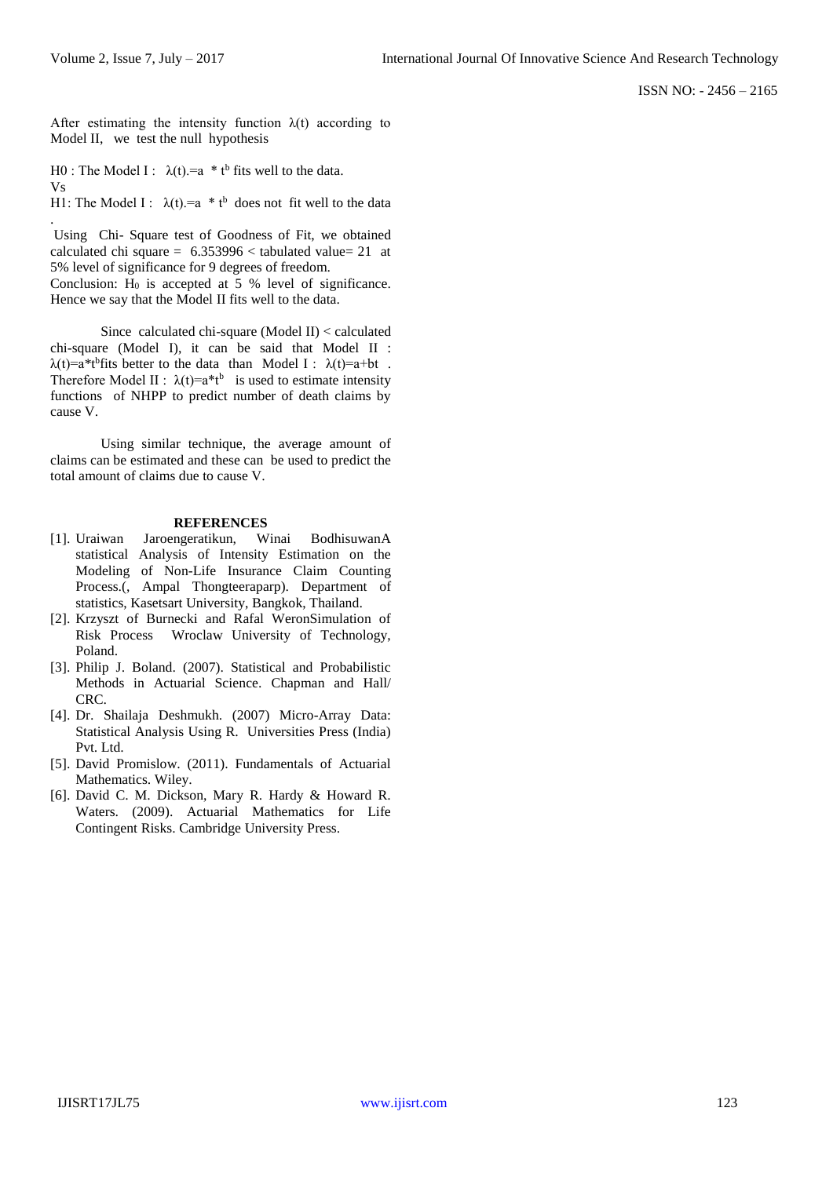After estimating the intensity function $\lambda(t)$ according to Model II, we test the null hypothesis

H0 : The Model I : $\lambda(t).=a * t^b$ fits well to the data.
Vs
H1: The Model I : $\lambda(t).=a * t^b$ does not fit well to the data

.

Using Chi- Square test of Goodness of Fit, we obtained calculated chi square = 6.353996 < tabulated value= 21 at 5% level of significance for 9 degrees of freedom.
Conclusion: $H_0$ is accepted at 5 % level of significance. Hence we say that the Model II fits well to the data.

Since calculated chi-square (Model II) < calculated chi-square (Model I), it can be said that Model II : $\lambda(t)=a*t^b$fits better to the data than Model I : $\lambda(t)=a+bt$ . Therefore Model II : $\lambda(t)=a*t^b$ is used to estimate intensity functions of NHPP to predict number of death claims by cause V.

Using similar technique, the average amount of claims can be estimated and these can be used to predict the total amount of claims due to cause V.

## REFERENCES

[1]. Uraiwan Jaroengeratikun, Winai BodhisuwanA statistical Analysis of Intensity Estimation on the Modeling of Non-Life Insurance Claim Counting Process.(, Ampal Thongteeraparp). Department of statistics, Kasetsart University, Bangkok, Thailand.

[2]. Krzyszt of Burnecki and Rafal WeronSimulation of Risk Process Wroclaw University of Technology, Poland.

[3]. Philip J. Boland. (2007). Statistical and Probabilistic Methods in Actuarial Science. Chapman and Hall/ CRC.

[4]. Dr. Shailaja Deshmukh. (2007) Micro-Array Data: Statistical Analysis Using R. Universities Press (India) Pvt. Ltd.

[5]. David Promislow. (2011). Fundamentals of Actuarial Mathematics. Wiley.

[6]. David C. M. Dickson, Mary R. Hardy & Howard R. Waters. (2009). Actuarial Mathematics for Life Contingent Risks. Cambridge University Press.